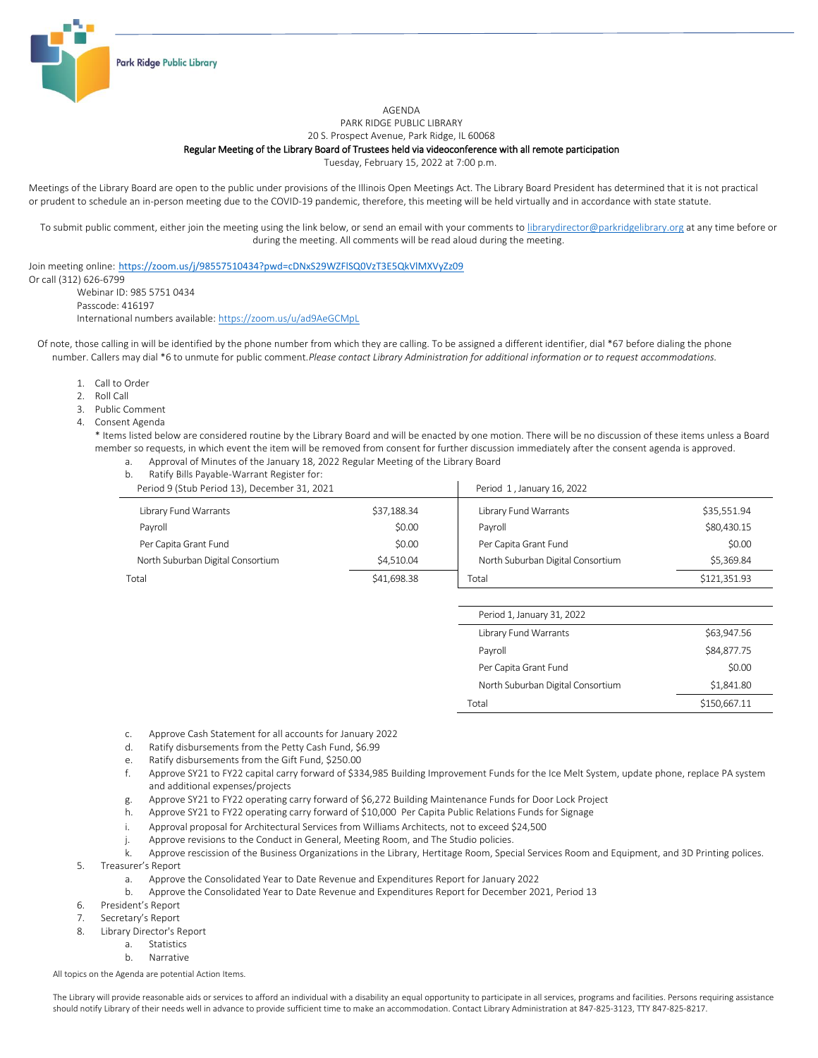Park Ridge Public Library

AGENDA
PARK RIDGE PUBLIC LIBRARY
20 S. Prospect Avenue, Park Ridge, IL 60068
**Regular Meeting of the Library Board of Trustees held via videoconference with all remote participation**
Tuesday, February 15, 2022 at 7:00 p.m.

Meetings of the Library Board are open to the public under provisions of the Illinois Open Meetings Act. The Library Board President has determined that it is not practical or prudent to schedule an in-person meeting due to the COVID-19 pandemic, therefore, this meeting will be held virtually and in accordance with state statute.

To submit public comment, either join the meeting using the link below, or send an email with your comments to librarydirector@parkridgelibrary.org at any time before or during the meeting. All comments will be read aloud during the meeting.

Join meeting online: https://zoom.us/j/98557510434?pwd=cDNxS29WZFlSQ0VzT3E5QkVIMXVyZz09
Or call (312) 626-6799
Webinar ID: 985 5751 0434
Passcode: 416197
International numbers available: https://zoom.us/u/ad9AeGCMpL

Of note, those calling in will be identified by the phone number from which they are calling. To be assigned a different identifier, dial *67 before dialing the phone number. Callers may dial *6 to unmute for public comment. *Please contact Library Administration for additional information or to request accommodations.*

1. Call to Order
2. Roll Call
3. Public Comment
4. Consent Agenda
   * Items listed below are considered routine by the Library Board and will be enacted by one motion. There will be no discussion of these items unless a Board member so requests, in which event the item will be removed from consent for further discussion immediately after the consent agenda is approved.
   a. Approval of Minutes of the January 18, 2022 Regular Meeting of the Library Board
   b. Ratify Bills Payable-Warrant Register for:

| Period 9 (Stub Period 13), December 31, 2021 | |
|---|---|
| Library Fund Warrants | $37,188.34 |
| Payroll | $0.00 |
| Per Capita Grant Fund | $0.00 |
| North Suburban Digital Consortium | $4,510.04 |
| Total | $41,698.38 |

| Period 1 , January 16, 2022 | |
|---|---|
| Library Fund Warrants | $35,551.94 |
| Payroll | $80,430.15 |
| Per Capita Grant Fund | $0.00 |
| North Suburban Digital Consortium | $5,369.84 |
| Total | $121,351.93 |

| Period 1, January 31, 2022 | |
|---|---|
| Library Fund Warrants | $63,947.56 |
| Payroll | $84,877.75 |
| Per Capita Grant Fund | $0.00 |
| North Suburban Digital Consortium | $1,841.80 |
| Total | $150,667.11 |

   c. Approve Cash Statement for all accounts for January 2022
   d. Ratify disbursements from the Petty Cash Fund, $6.99
   e. Ratify disbursements from the Gift Fund, $250.00
   f. Approve SY21 to FY22 capital carry forward of $334,985 Building Improvement Funds for the Ice Melt System, update phone, replace PA system and additional expenses/projects
   g. Approve SY21 to FY22 operating carry forward of $6,272 Building Maintenance Funds for Door Lock Project
   h. Approve SY21 to FY22 operating carry forward of $10,000 Per Capita Public Relations Funds for Signage
   i. Approval proposal for Architectural Services from Williams Architects, not to exceed $24,500
   j. Approve revisions to the Conduct in General, Meeting Room, and The Studio policies.
   k. Approve rescission of the Business Organizations in the Library, Heritage Room, Special Services Room and Equipment, and 3D Printing polices.
5. Treasurer's Report
   a. Approve the Consolidated Year to Date Revenue and Expenditures Report for January 2022
   b. Approve the Consolidated Year to Date Revenue and Expenditures Report for December 2021, Period 13
6. President's Report
7. Secretary's Report
8. Library Director's Report
   a. Statistics
   b. Narrative

All topics on the Agenda are potential Action Items.

The Library will provide reasonable aids or services to afford an individual with a disability an equal opportunity to participate in all services, programs and facilities. Persons requiring assistance should notify Library of their needs well in advance to provide sufficient time to make an accommodation. Contact Library Administration at 847-825-3123, TTY 847-825-8217.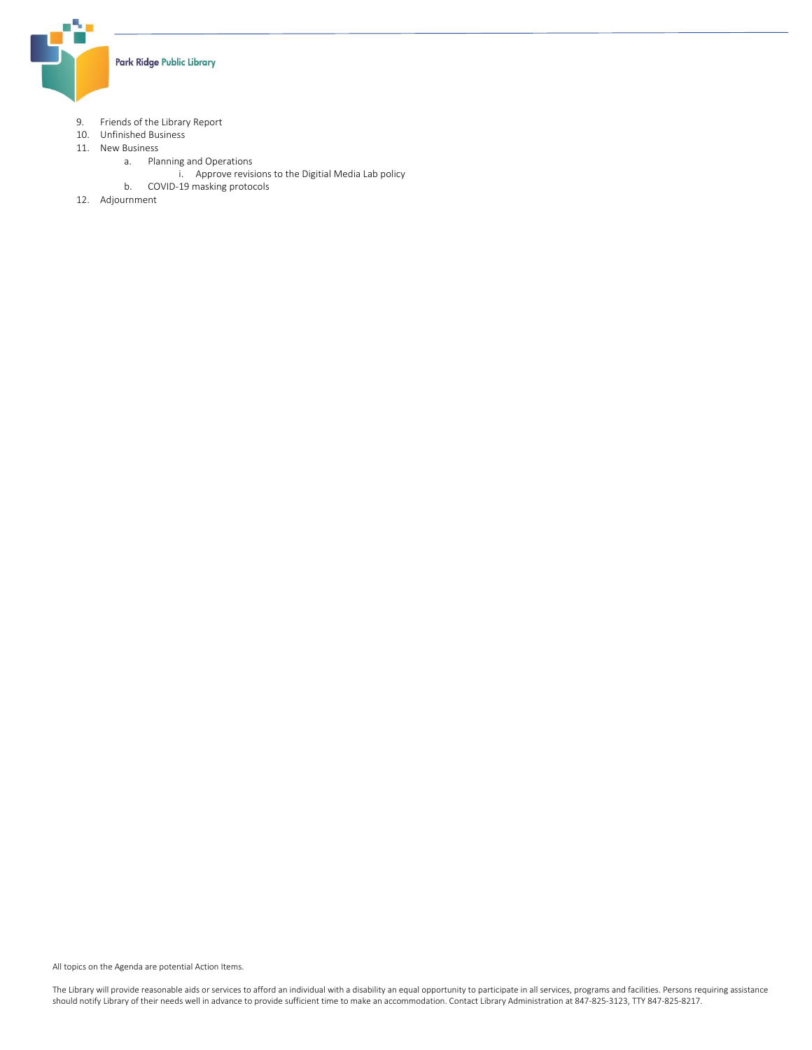9. Friends of the Library Report
10. Unfinished Business
11. New Business
    a. Planning and Operations
        i. Approve revisions to the Digitial Media Lab policy
    b. COVID-19 masking protocols
12. Adjournment

All topics on the Agenda are potential Action Items.

The Library will provide reasonable aids or services to afford an individual with a disability an equal opportunity to participate in all services, programs and facilities. Persons requiring assistance should notify Library of their needs well in advance to provide sufficient time to make an accommodation. Contact Library Administration at 847-825-3123, TTY 847-825-8217.